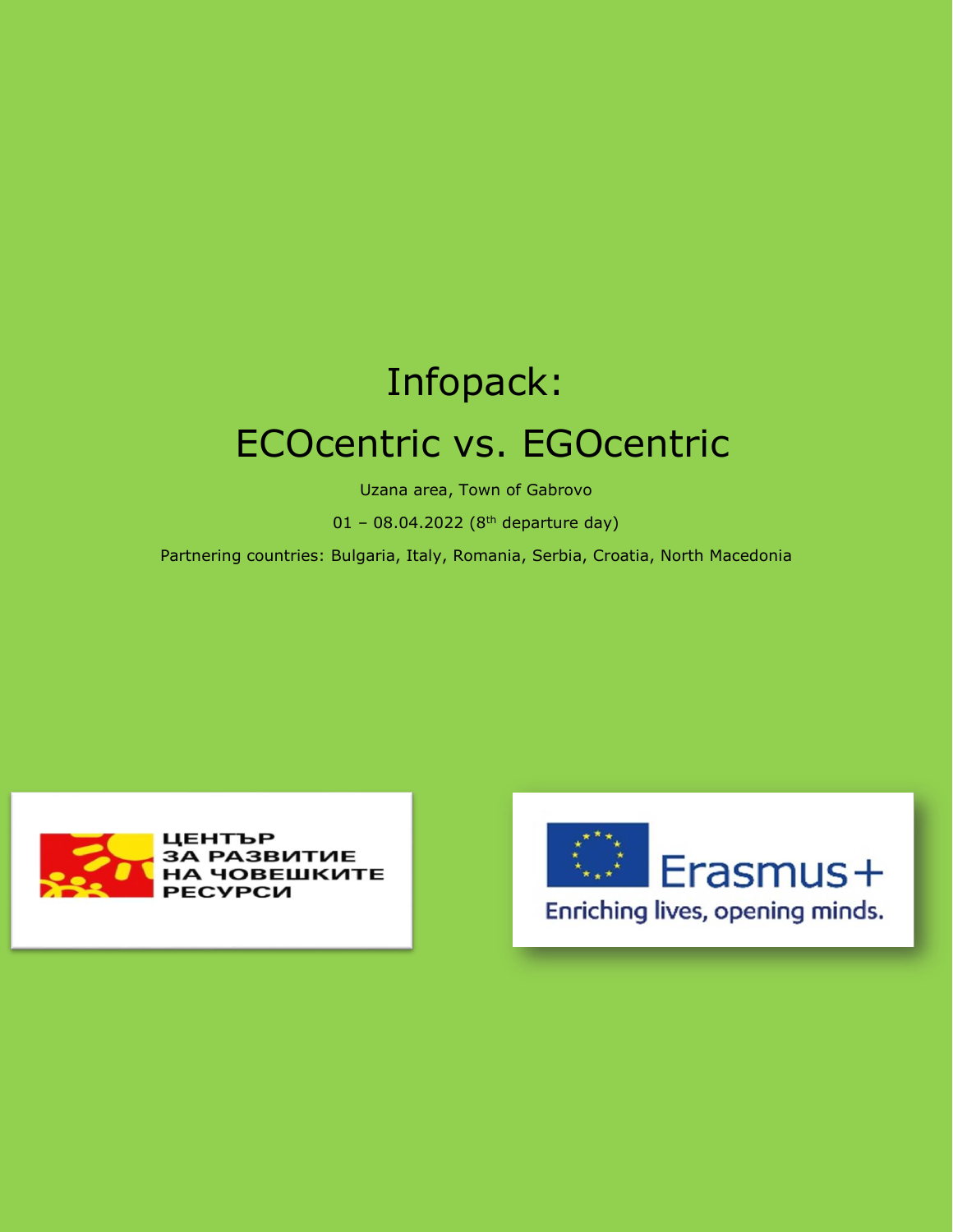# Infopack:

# ECOcentric vs. EGOcentric

Uzana area, Town of Gabrovo

01 – 08.04.2022 (8th departure day)

Partnering countries: Bulgaria, Italy, Romania, Serbia, Croatia, North Macedonia

ЦЕНТЪР ЗА РАЗВИТИЕ НА ЧОВЕШКИТЕ РЕСУРСИ

Erasmus+

Enriching lives, opening minds.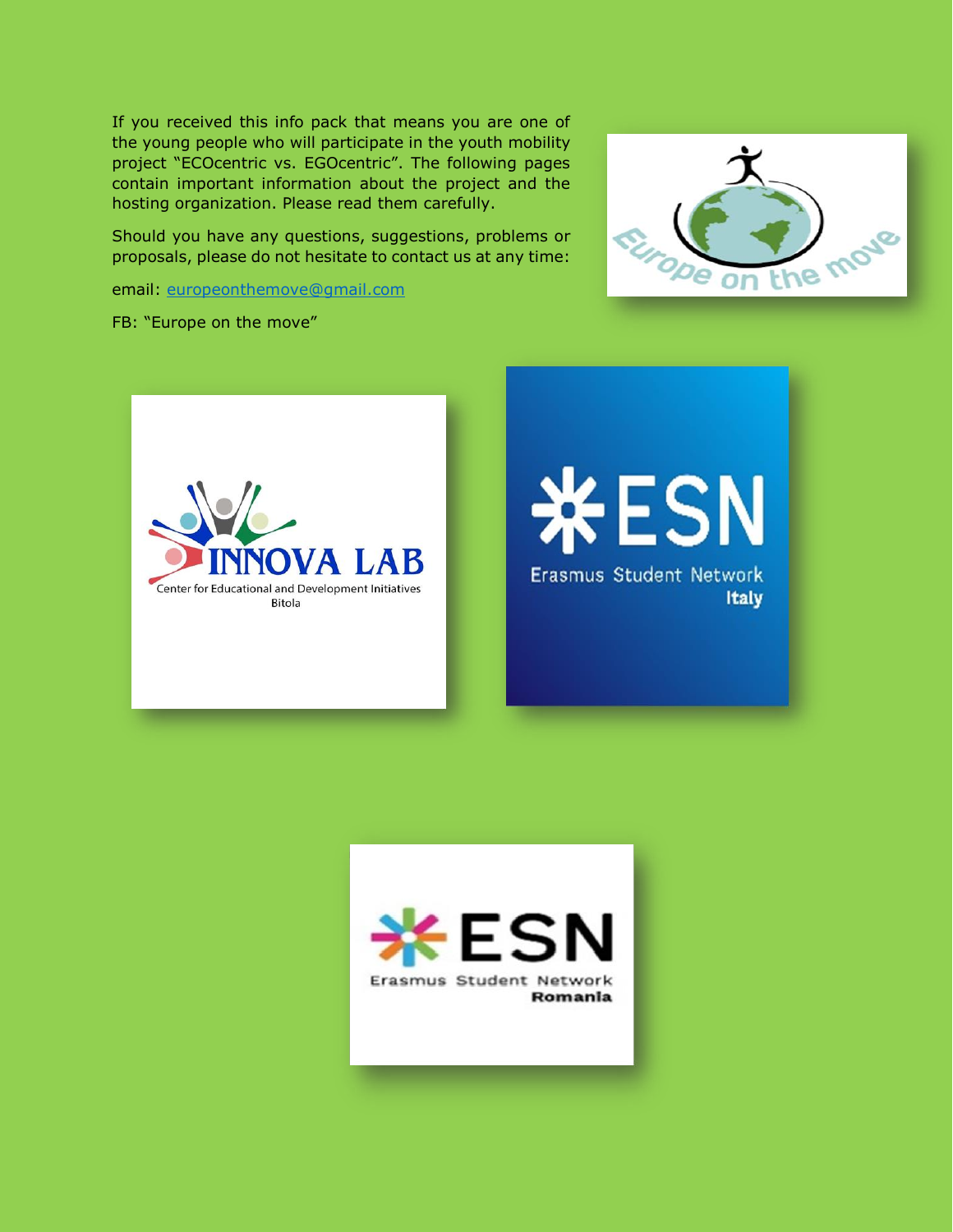If you received this info pack that means you are one of the young people who will participate in the youth mobility project "ECOcentric vs. EGOcentric". The following pages contain important information about the project and the hosting organization. Please read them carefully.

Should you have any questions, suggestions, problems or proposals, please do not hesitate to contact us at any time:

email: europeonthemove@gmail.com

FB: "Europe on the move"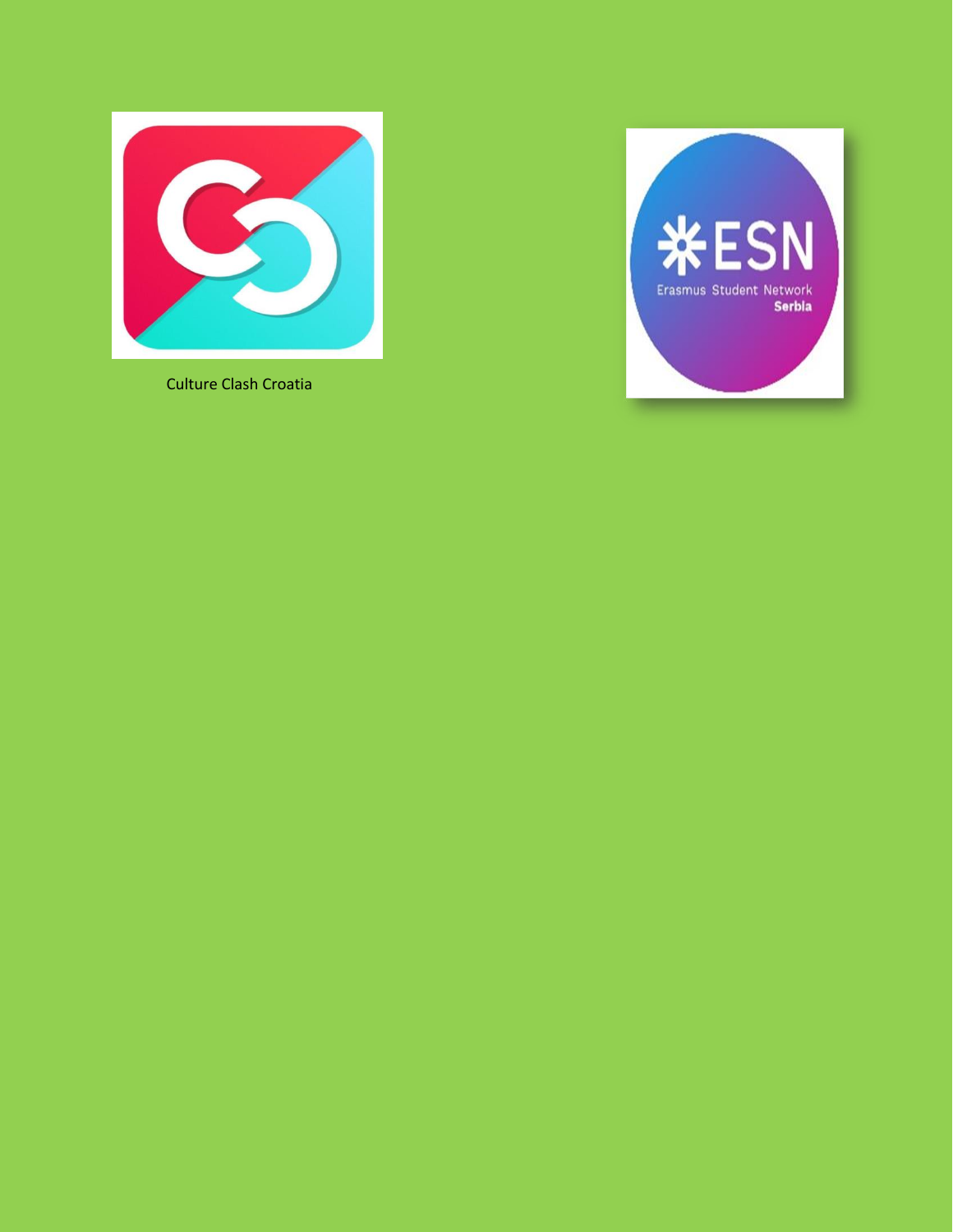Culture Clash Croatia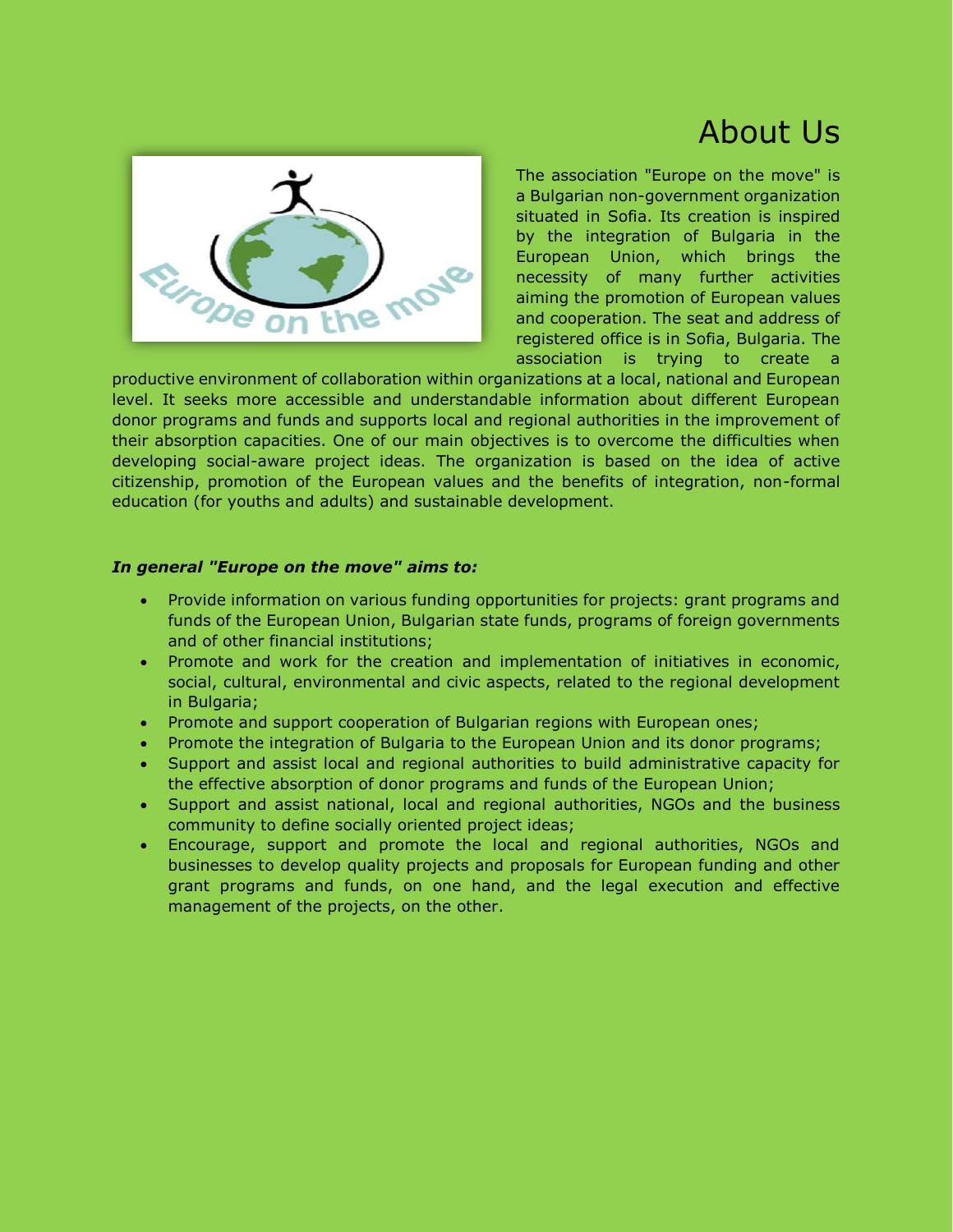# About Us

The association "Europe on the move" is a Bulgarian non-government organization situated in Sofia. Its creation is inspired by the integration of Bulgaria in the European Union, which brings the necessity of many further activities aiming the promotion of European values and cooperation. The seat and address of registered office is in Sofia, Bulgaria. The association is trying to create a productive environment of collaboration within organizations at a local, national and European level. It seeks more accessible and understandable information about different European donor programs and funds and supports local and regional authorities in the improvement of their absorption capacities. One of our main objectives is to overcome the difficulties when developing social-aware project ideas. The organization is based on the idea of active citizenship, promotion of the European values and the benefits of integration, non-formal education (for youths and adults) and sustainable development.

***In general "Europe on the move" aims to:***

- Provide information on various funding opportunities for projects: grant programs and funds of the European Union, Bulgarian state funds, programs of foreign governments and of other financial institutions;
- Promote and work for the creation and implementation of initiatives in economic, social, cultural, environmental and civic aspects, related to the regional development in Bulgaria;
- Promote and support cooperation of Bulgarian regions with European ones;
- Promote the integration of Bulgaria to the European Union and its donor programs;
- Support and assist local and regional authorities to build administrative capacity for the effective absorption of donor programs and funds of the European Union;
- Support and assist national, local and regional authorities, NGOs and the business community to define socially oriented project ideas;
- Encourage, support and promote the local and regional authorities, NGOs and businesses to develop quality projects and proposals for European funding and other grant programs and funds, on one hand, and the legal execution and effective management of the projects, on the other.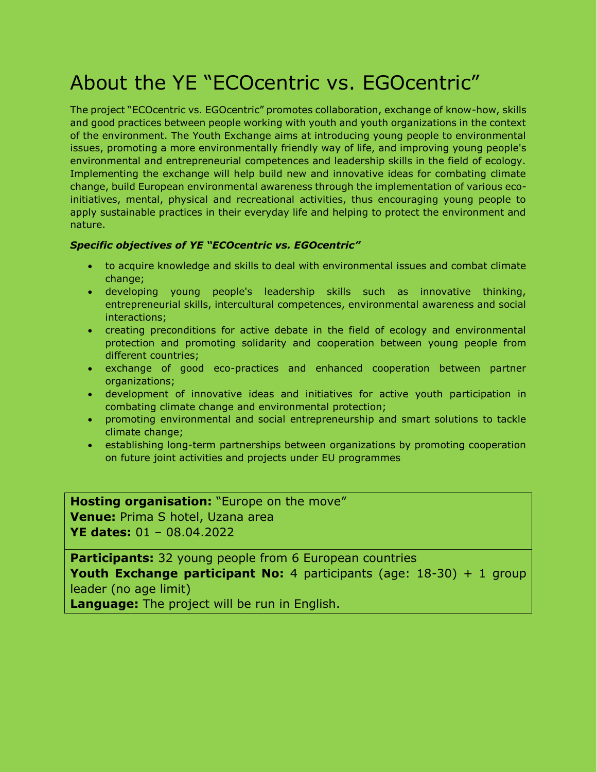# About the YE "ECOcentric vs. EGOcentric"

The project "ECOcentric vs. EGOcentric" promotes collaboration, exchange of know-how, skills and good practices between people working with youth and youth organizations in the context of the environment. The Youth Exchange aims at introducing young people to environmental issues, promoting a more environmentally friendly way of life, and improving young people's environmental and entrepreneurial competences and leadership skills in the field of ecology. Implementing the exchange will help build new and innovative ideas for combating climate change, build European environmental awareness through the implementation of various eco-initiatives, mental, physical and recreational activities, thus encouraging young people to apply sustainable practices in their everyday life and helping to protect the environment and nature.

***Specific objectives of YE "ECOcentric vs. EGOcentric"***

- to acquire knowledge and skills to deal with environmental issues and combat climate change;
- developing young people's leadership skills such as innovative thinking, entrepreneurial skills, intercultural competences, environmental awareness and social interactions;
- creating preconditions for active debate in the field of ecology and environmental protection and promoting solidarity and cooperation between young people from different countries;
- exchange of good eco-practices and enhanced cooperation between partner organizations;
- development of innovative ideas and initiatives for active youth participation in combating climate change and environmental protection;
- promoting environmental and social entrepreneurship and smart solutions to tackle climate change;
- establishing long-term partnerships between organizations by promoting cooperation on future joint activities and projects under EU programmes

**Hosting organisation:** "Europe on the move"
**Venue:** Prima S hotel, Uzana area
**YE dates:** 01 – 08.04.2022

**Participants:** 32 young people from 6 European countries
**Youth Exchange participant No:** 4 participants (age: 18-30) + 1 group leader (no age limit)
**Language:** The project will be run in English.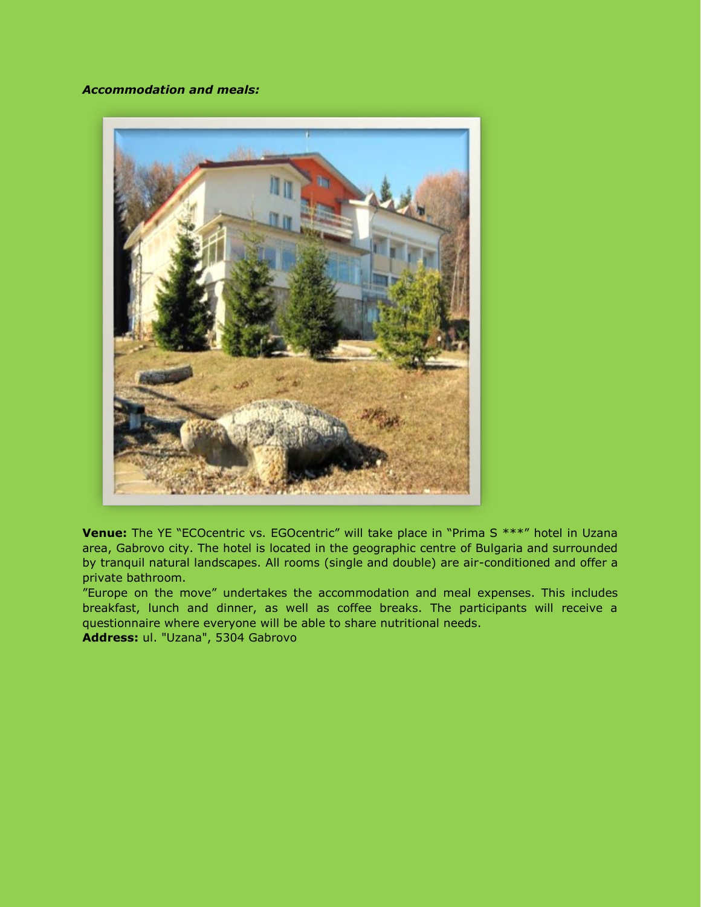***Accommodation and meals:***

**Venue:** The YE "ECOcentric vs. EGOcentric" will take place in "Prima S ***" hotel in Uzana area, Gabrovo city. The hotel is located in the geographic centre of Bulgaria and surrounded by tranquil natural landscapes. All rooms (single and double) are air-conditioned and offer a private bathroom.

"Europe on the move" undertakes the accommodation and meal expenses. This includes breakfast, lunch and dinner, as well as coffee breaks. The participants will receive a questionnaire where everyone will be able to share nutritional needs.

**Address:** ul. "Uzana", 5304 Gabrovo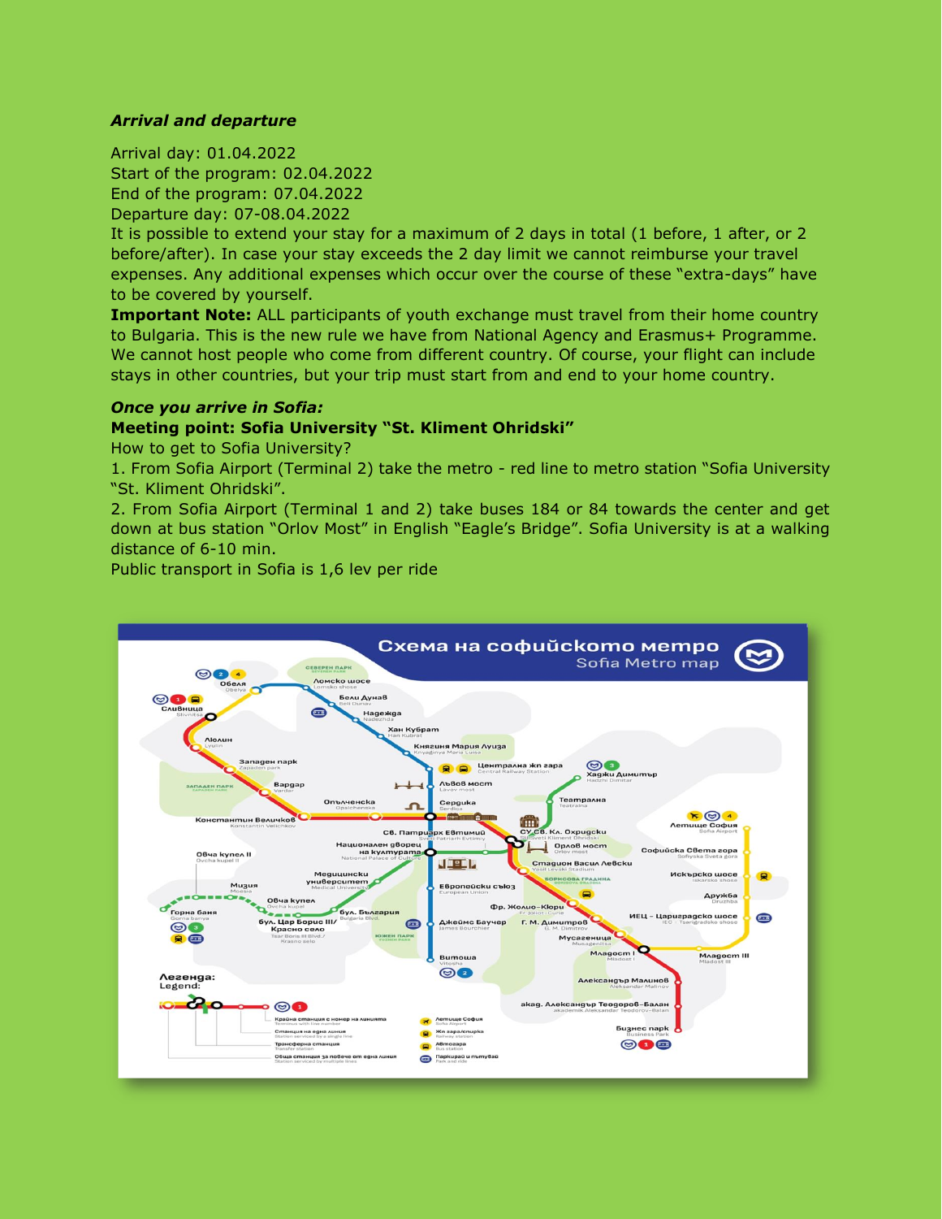***Arrival and departure***

Arrival day: 01.04.2022
Start of the program: 02.04.2022
End of the program: 07.04.2022
Departure day: 07-08.04.2022
It is possible to extend your stay for a maximum of 2 days in total (1 before, 1 after, or 2 before/after). In case your stay exceeds the 2 day limit we cannot reimburse your travel expenses. Any additional expenses which occur over the course of these "extra-days" have to be covered by yourself.
**Important Note:** ALL participants of youth exchange must travel from their home country to Bulgaria. This is the new rule we have from National Agency and Erasmus+ Programme. We cannot host people who come from different country. Of course, your flight can include stays in other countries, but your trip must start from and end to your home country.

***Once you arrive in Sofia:***

**Meeting point: Sofia University "St. Kliment Ohridski"**

How to get to Sofia University?

1. From Sofia Airport (Terminal 2) take the metro - red line to metro station "Sofia University "St. Kliment Ohridski".
2. From Sofia Airport (Terminal 1 and 2) take buses 184 or 84 towards the center and get down at bus station "Orlov Most" in English "Eagle's Bridge". Sofia University is at a walking distance of 6-10 min.

Public transport in Sofia is 1,6 lev per ride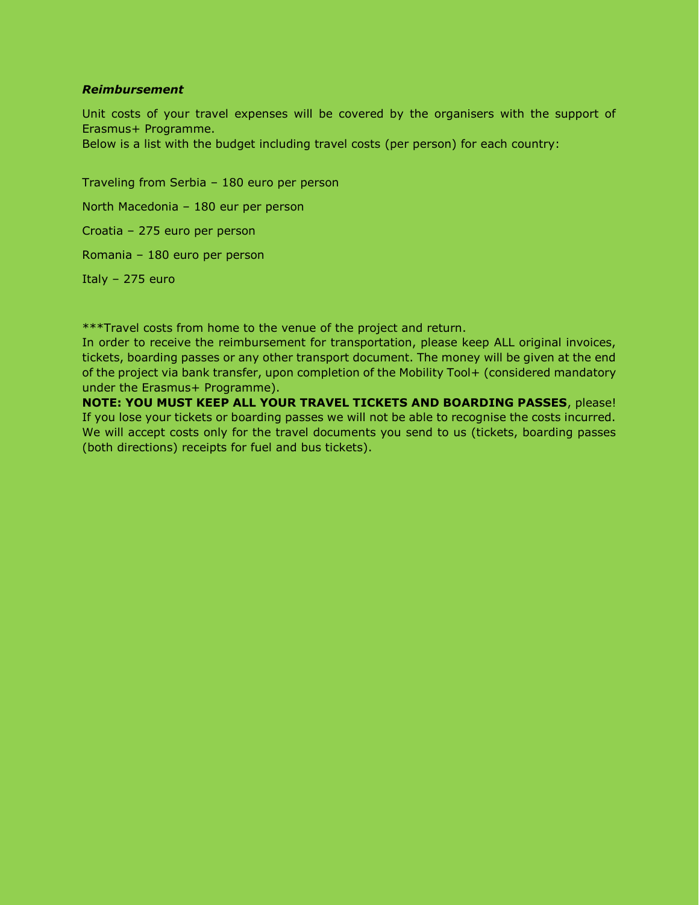***Reimbursement***

Unit costs of your travel expenses will be covered by the organisers with the support of Erasmus+ Programme.
Below is a list with the budget including travel costs (per person) for each country:

Traveling from Serbia – 180 euro per person

North Macedonia – 180 eur per person

Croatia – 275 euro per person

Romania – 180 euro per person

Italy – 275 euro

***Travel costs from home to the venue of the project and return.
In order to receive the reimbursement for transportation, please keep ALL original invoices, tickets, boarding passes or any other transport document. The money will be given at the end of the project via bank transfer, upon completion of the Mobility Tool+ (considered mandatory under the Erasmus+ Programme).
**NOTE: YOU MUST KEEP ALL YOUR TRAVEL TICKETS AND BOARDING PASSES**, please! If you lose your tickets or boarding passes we will not be able to recognise the costs incurred. We will accept costs only for the travel documents you send to us (tickets, boarding passes (both directions) receipts for fuel and bus tickets).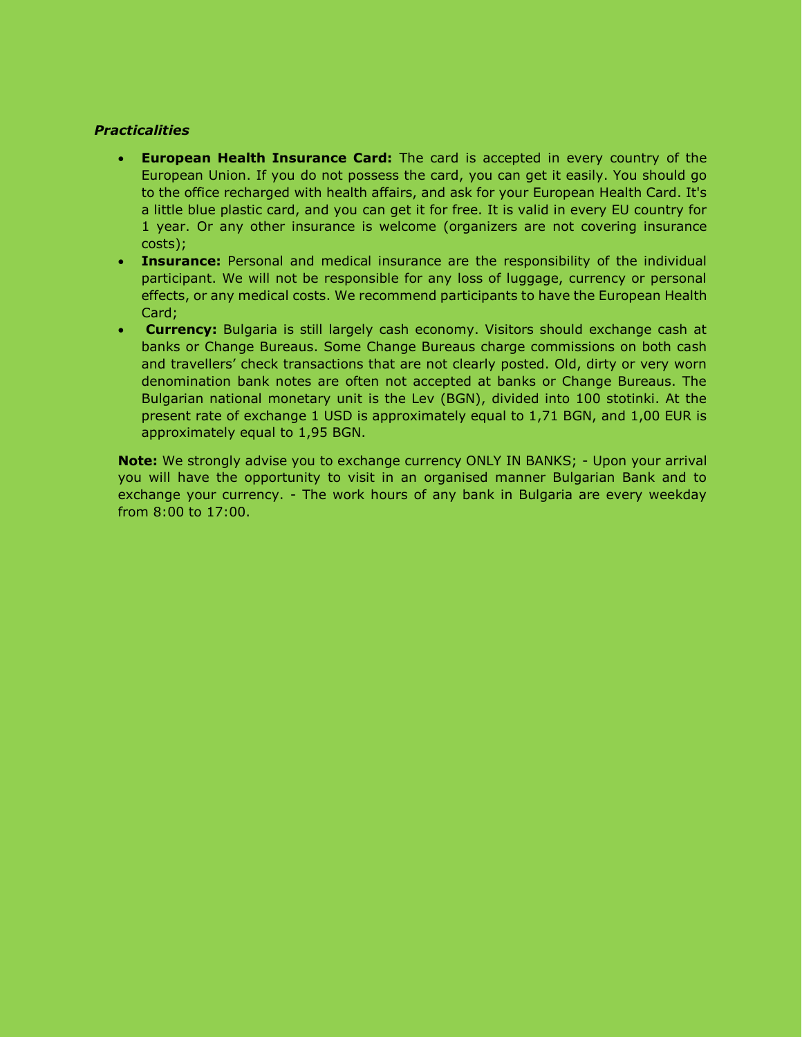*Practicalities*

- **European Health Insurance Card:** The card is accepted in every country of the European Union. If you do not possess the card, you can get it easily. You should go to the office recharged with health affairs, and ask for your European Health Card. It's a little blue plastic card, and you can get it for free. It is valid in every EU country for 1 year. Or any other insurance is welcome (organizers are not covering insurance costs);
- **Insurance:** Personal and medical insurance are the responsibility of the individual participant. We will not be responsible for any loss of luggage, currency or personal effects, or any medical costs. We recommend participants to have the European Health Card;
- **Currency:** Bulgaria is still largely cash economy. Visitors should exchange cash at banks or Change Bureaus. Some Change Bureaus charge commissions on both cash and travellers' check transactions that are not clearly posted. Old, dirty or very worn denomination bank notes are often not accepted at banks or Change Bureaus. The Bulgarian national monetary unit is the Lev (BGN), divided into 100 stotinki. At the present rate of exchange 1 USD is approximately equal to 1,71 BGN, and 1,00 EUR is approximately equal to 1,95 BGN.

**Note:** We strongly advise you to exchange currency ONLY IN BANKS; - Upon your arrival you will have the opportunity to visit in an organised manner Bulgarian Bank and to exchange your currency. - The work hours of any bank in Bulgaria are every weekday from 8:00 to 17:00.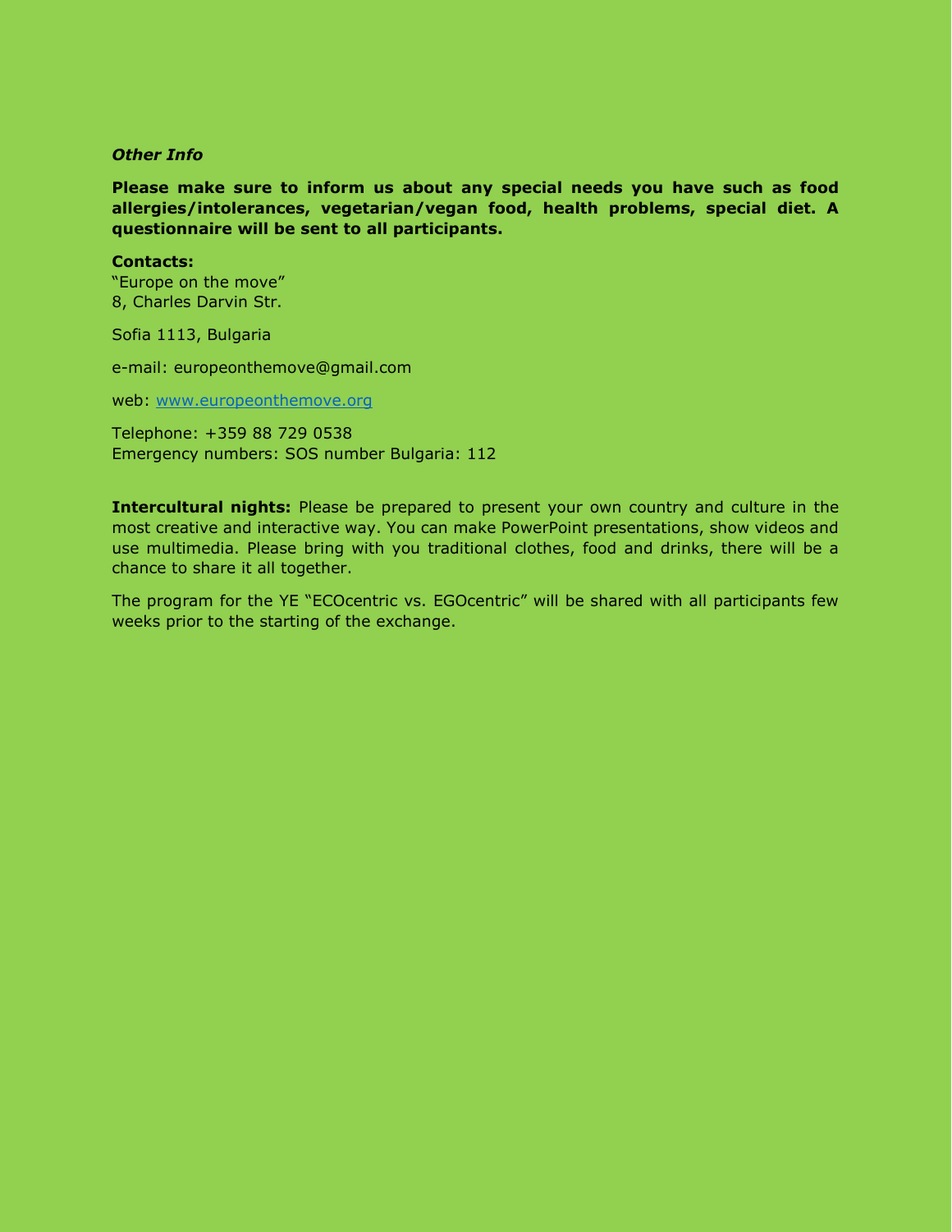*Other Info*

**Please make sure to inform us about any special needs you have such as food allergies/intolerances, vegetarian/vegan food, health problems, special diet. A questionnaire will be sent to all participants.**

**Contacts:**
"Europe on the move"
8, Charles Darvin Str.

Sofia 1113, Bulgaria

e-mail: europeonthemove@gmail.com

web: [www.europeonthemove.org](http://www.europeonthemove.org)

Telephone: +359 88 729 0538
Emergency numbers: SOS number Bulgaria: 112

**Intercultural nights:** Please be prepared to present your own country and culture in the most creative and interactive way. You can make PowerPoint presentations, show videos and use multimedia. Please bring with you traditional clothes, food and drinks, there will be a chance to share it all together.

The program for the YE "ECOcentric vs. EGOcentric" will be shared with all participants few weeks prior to the starting of the exchange.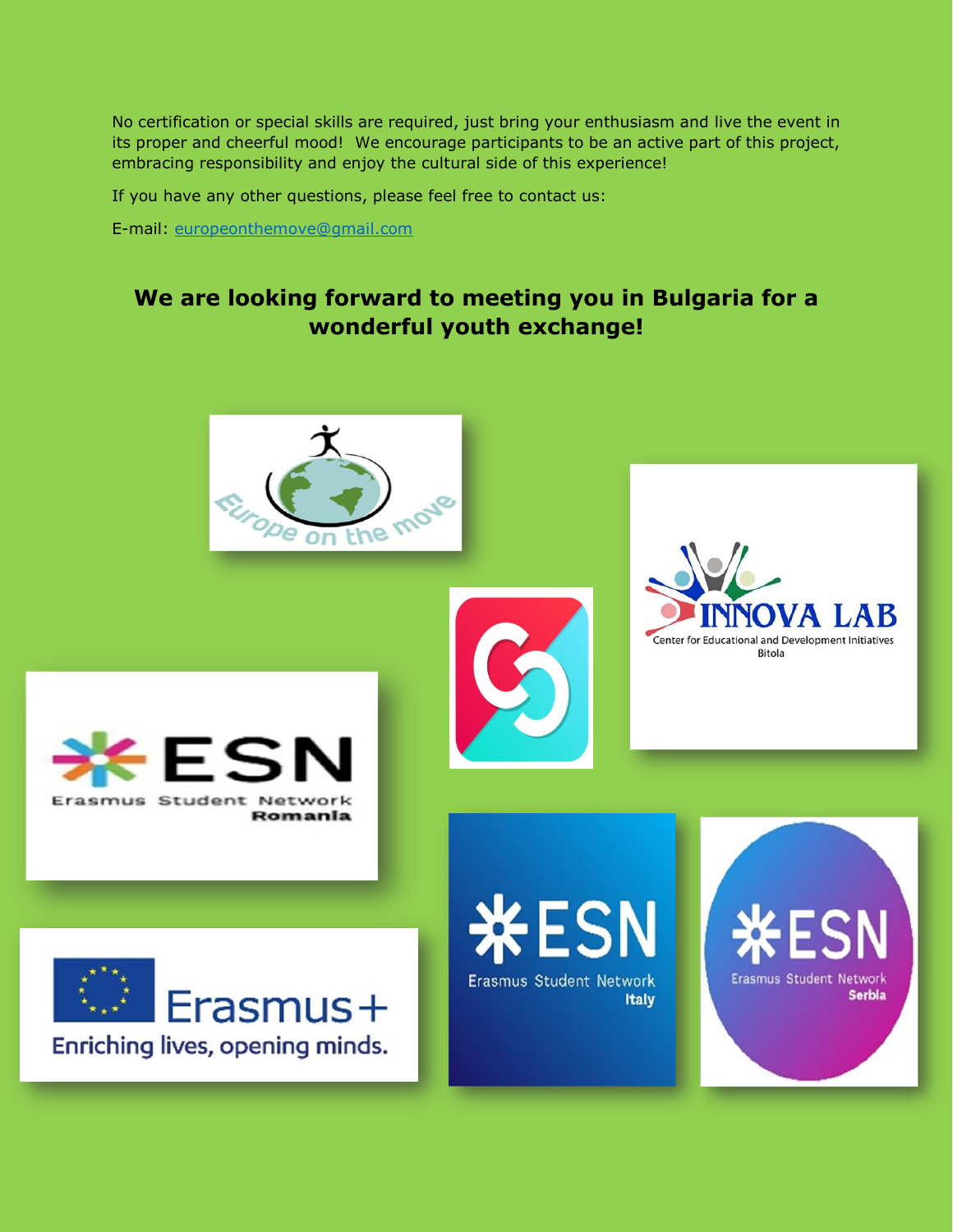No certification or special skills are required, just bring your enthusiasm and live the event in its proper and cheerful mood! We encourage participants to be an active part of this project, embracing responsibility and enjoy the cultural side of this experience!

If you have any other questions, please feel free to contact us:

E-mail: europeonthemove@gmail.com

**We are looking forward to meeting you in Bulgaria for a wonderful youth exchange!**